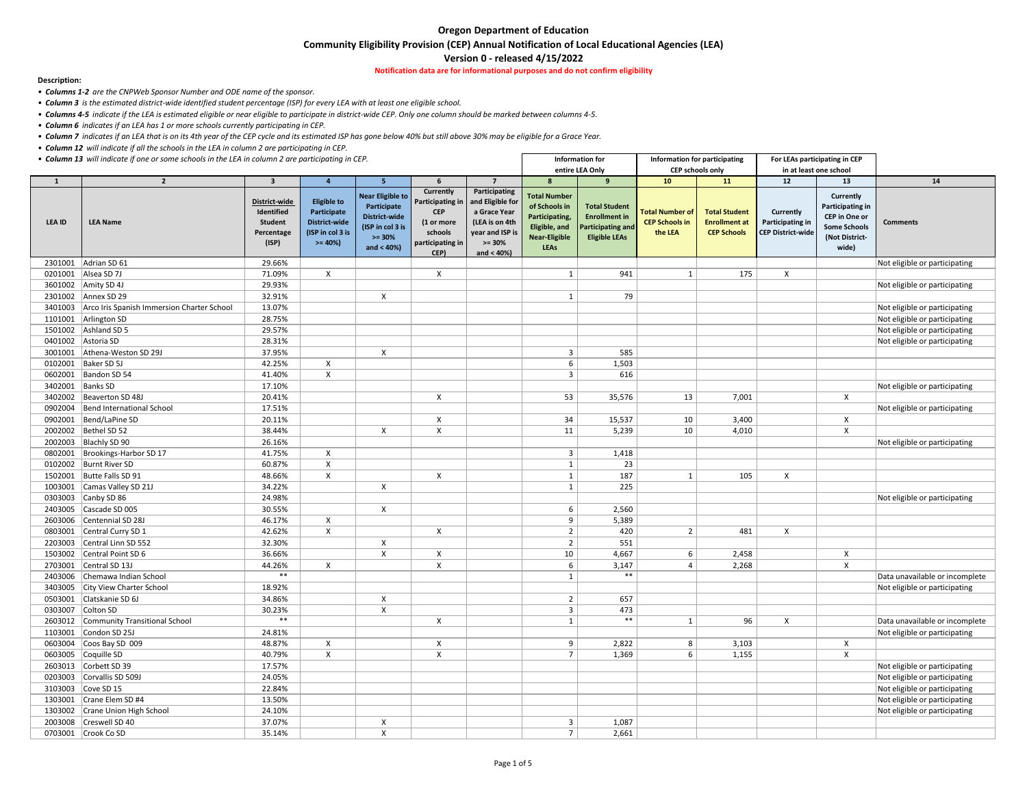# Oregon Department of Education

## Community Eligibility Provision (CEP) Annual Notification of Local Educational Agencies (LEA)

### Version 0 - released 4/15/2022

**Notification data are for informational purposes and do not confirm eligibility**

**Description:**

- ***Columns 1-2*** *are the CNPWeb Sponsor Number and ODE name of the sponsor.*
- ***Column 3*** *is the estimated district-wide identified student percentage (ISP) for every LEA with at least one eligible school.*
- ***Columns 4-5*** *indicate if the LEA is estimated eligible or near eligible to participate in district-wide CEP. Only one column should be marked between columns 4-5.*
- ***Column 6*** *indicates if an LEA has 1 or more schools currently participating in CEP.*
- ***Column 7*** *indicates if an LEA that is on its 4th year of the CEP cycle and its estimated ISP has gone below 40% but still above 30% may be eligible for a Grace Year.*
- ***Column 12*** *will indicate if all the schools in the LEA in column 2 are participating in CEP.*
- ***Column 13*** *will indicate if one or some schools in the LEA in column 2 are participating in CEP.*

| | | | | | | | Information for entire LEA Only | | Information for participating CEP schools only | | For LEAs participating in CEP in at least one school | | |
|---|---|---|---|---|---|---|---|---|---|---|---|---|---|
| 1 | 2 | 3 | 4 | 5 | 6 | 7 | 8 | 9 | 10 | 11 | 12 | 13 | 14 |
| LEA ID | LEA Name | District-wide Identified Student Percentage (ISP) | Eligible to Participate District-wide (ISP in col 3 is >= 40%) | Near Eligible to Participate District-wide (ISP in col 3 is >= 30% and < 40%) | Currently Participating in CEP (1 or more schools participating in CEP) | Participating and Eligible for a Grace Year (LEA is on 4th year and ISP is >= 30% and < 40%) | Total Number of Schools in Participating, Eligible, and Near-Eligible LEAs | Total Student Enrollment in Participating and Eligible LEAs | Total Number of CEP Schools in the LEA | Total Student Enrollment at CEP Schools | Currently Participating in CEP District-wide | Currently Participating in CEP in One or Some Schools (Not District-wide) | Comments |
| 2301001 | Adrian SD 61 | 29.66% | | | | | | | | | | | Not eligible or participating |
| 0201001 | Alsea SD 7J | 71.09% | X | | X | | 1 | 941 | 1 | 175 | X | | |
| 3601002 | Amity SD 4J | 29.93% | | | | | | | | | | | Not eligible or participating |
| 2301002 | Annex SD 29 | 32.91% | | X | | | 1 | 79 | | | | | |
| 3401003 | Arco Iris Spanish Immersion Charter School | 13.07% | | | | | | | | | | | Not eligible or participating |
| 1101001 | Arlington SD | 28.75% | | | | | | | | | | | Not eligible or participating |
| 1501002 | Ashland SD 5 | 29.57% | | | | | | | | | | | Not eligible or participating |
| 0401002 | Astoria SD | 28.31% | | | | | | | | | | | Not eligible or participating |
| 3001001 | Athena-Weston SD 29J | 37.95% | | X | | | 3 | 585 | | | | | |
| 0102001 | Baker SD 5J | 42.25% | X | | | | 6 | 1,503 | | | | | |
| 0602001 | Bandon SD 54 | 41.40% | X | | | | 3 | 616 | | | | | |
| 3402001 | Banks SD | 17.10% | | | | | | | | | | | Not eligible or participating |
| 3402002 | Beaverton SD 48J | 20.41% | | | X | | 53 | 35,576 | 13 | 7,001 | | X | |
| 0902004 | Bend International School | 17.51% | | | | | | | | | | | Not eligible or participating |
| 0902001 | Bend/LaPine SD | 20.11% | | | X | | 34 | 15,537 | 10 | 3,400 | | X | |
| 2002002 | Bethel SD 52 | 38.44% | | X | X | | 11 | 5,239 | 10 | 4,010 | | X | |
| 2002003 | Blachly SD 90 | 26.16% | | | | | | | | | | | Not eligible or participating |
| 0802001 | Brookings-Harbor SD 17 | 41.75% | X | | | | 3 | 1,418 | | | | | |
| 0102002 | Burnt River SD | 60.87% | X | | | | 1 | 23 | | | | | |
| 1502001 | Butte Falls SD 91 | 48.66% | X | | X | | 1 | 187 | 1 | 105 | X | | |
| 1003001 | Camas Valley SD 21J | 34.22% | | X | | | 1 | 225 | | | | | |
| 0303003 | Canby SD 86 | 24.98% | | | | | | | | | | | Not eligible or participating |
| 2403005 | Cascade SD 005 | 30.55% | | X | | | 6 | 2,560 | | | | | |
| 2603006 | Centennial SD 28J | 46.17% | X | | | | 9 | 5,389 | | | | | |
| 0803001 | Central Curry SD 1 | 42.62% | X | | X | | 2 | 420 | 2 | 481 | X | | |
| 2203003 | Central Linn SD 552 | 32.30% | | X | | | 2 | 551 | | | | | |
| 1503002 | Central Point SD 6 | 36.66% | | X | X | | 10 | 4,667 | 6 | 2,458 | | X | |
| 2703001 | Central SD 13J | 44.26% | X | | X | | 6 | 3,147 | 4 | 2,268 | | X | |
| 2403006 | Chemawa Indian School | ** | | | | | 1 | ** | | | | | Data unavailable or incomplete |
| 3403005 | City View Charter School | 18.92% | | | | | | | | | | | Not eligible or participating |
| 0503001 | Clatskanie SD 6J | 34.86% | | X | | | 2 | 657 | | | | | |
| 0303007 | Colton SD | 30.23% | | X | | | 3 | 473 | | | | | |
| 2603012 | Community Transitional School | ** | | | X | | 1 | ** | 1 | 96 | X | | Data unavailable or incomplete |
| 1103001 | Condon SD 25J | 24.81% | | | | | | | | | | | Not eligible or participating |
| 0603004 | Coos Bay SD 009 | 48.87% | X | | X | | 9 | 2,822 | 8 | 3,103 | | X | |
| 0603005 | Coquille SD | 40.79% | X | | X | | 7 | 1,369 | 6 | 1,155 | | X | |
| 2603013 | Corbett SD 39 | 17.57% | | | | | | | | | | | Not eligible or participating |
| 0203003 | Corvallis SD 509J | 24.05% | | | | | | | | | | | Not eligible or participating |
| 3103003 | Cove SD 15 | 22.84% | | | | | | | | | | | Not eligible or participating |
| 1303001 | Crane Elem SD #4 | 13.50% | | | | | | | | | | | Not eligible or participating |
| 1303002 | Crane Union High School | 24.10% | | | | | | | | | | | Not eligible or participating |
| 2003008 | Creswell SD 40 | 37.07% | | X | | | 3 | 1,087 | | | | | |
| 0703001 | Crook Co SD | 35.14% | | X | | | 7 | 2,661 | | | | | |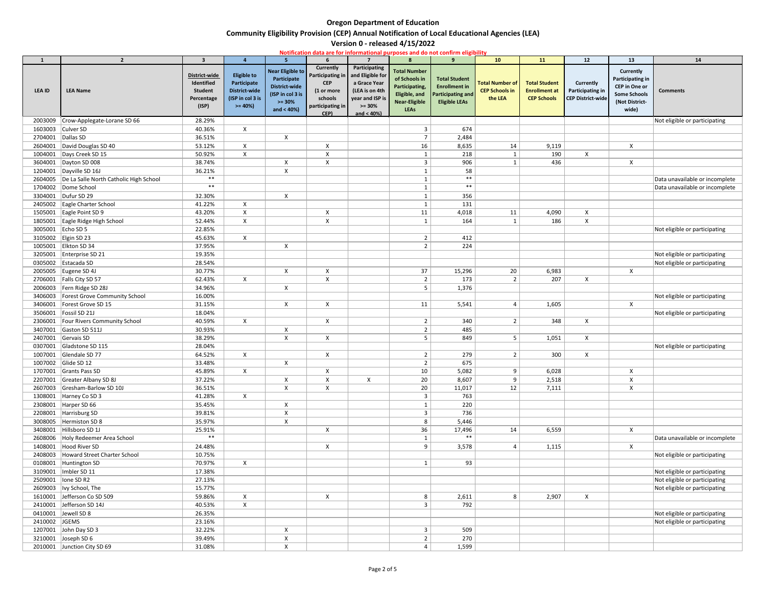# Oregon Department of Education

## Community Eligibility Provision (CEP) Annual Notification of Local Educational Agencies (LEA)

### Version 0 - released 4/15/2022

**Notification data are for informational purposes and do not confirm eligibility**

| 1 | 2 | 3 | 4 | 5 | 6 | 7 | 8 | 9 | 10 | 11 | 12 | 13 | 14 |
|---|---|---|---|---|---|---|---|---|---|---|---|---|---|
| LEA ID | LEA Name | District-wide Identified Student Percentage (ISP) | Eligible to Participate District-wide (ISP in col 3 is >= 40%) | Near Eligible to Participate District-wide (ISP in col 3 is >= 30% and < 40%) | Currently Participating in CEP (1 or more schools participating in CEP) | Participating and Eligible for a Grace Year (LEA is on 4th year and ISP is >= 30% and < 40%) | Total Number of Schools in Participating, Eligible, and Near-Eligible LEAs | Total Student Enrollment in Participating and Eligible LEAs | Total Number of CEP Schools in the LEA | Total Student Enrollment at CEP Schools | Currently Participating in CEP District-wide | Currently Participating in CEP in One or Some Schools (Not District-wide) | Comments |
| 2003009 | Crow-Applegate-Lorane SD 66 | 28.29% | | | | | | | | | | | Not eligible or participating |
| 1603003 | Culver SD | 40.36% | X | | | | 3 | 674 | | | | | |
| 2704001 | Dallas SD | 36.51% | | X | | | 7 | 2,484 | | | | | |
| 2604001 | David Douglas SD 40 | 53.12% | X | | X | | 16 | 8,635 | 14 | 9,119 | | X | |
| 1004001 | Days Creek SD 15 | 50.92% | X | | X | | 1 | 218 | 1 | 190 | X | | |
| 3604001 | Dayton SD 008 | 38.74% | | X | X | | 3 | 906 | 1 | 436 | | X | |
| 1204001 | Dayville SD 16J | 36.21% | | X | | | 1 | 58 | | | | | |
| 2604005 | De La Salle North Catholic High School | ** | | | | | 1 | ** | | | | | Data unavailable or incomplete |
| 1704002 | Dome School | ** | | | | | 1 | ** | | | | | Data unavailable or incomplete |
| 3304001 | Dufur SD 29 | 32.30% | | X | | | 1 | 356 | | | | | |
| 2405002 | Eagle Charter School | 41.22% | X | | | | 1 | 131 | | | | | |
| 1505001 | Eagle Point SD 9 | 43.20% | X | | X | | 11 | 4,018 | 11 | 4,090 | X | | |
| 1805001 | Eagle Ridge High School | 52.44% | X | | X | | 1 | 164 | 1 | 186 | X | | |
| 3005001 | Echo SD 5 | 22.85% | | | | | | | | | | | Not eligible or participating |
| 3105002 | Elgin SD 23 | 45.63% | X | | | | 2 | 412 | | | | | |
| 1005001 | Elkton SD 34 | 37.95% | | X | | | 2 | 224 | | | | | |
| 3205001 | Enterprise SD 21 | 19.35% | | | | | | | | | | | Not eligible or participating |
| 0305002 | Estacada SD | 28.54% | | | | | | | | | | | Not eligible or participating |
| 2005005 | Eugene SD 4J | 30.77% | | X | X | | 37 | 15,296 | 20 | 6,983 | | X | |
| 2706001 | Falls City SD 57 | 62.43% | X | | X | | 2 | 173 | 2 | 207 | X | | |
| 2006003 | Fern Ridge SD 28J | 34.96% | | X | | | 5 | 1,376 | | | | | |
| 3406003 | Forest Grove Community School | 16.00% | | | | | | | | | | | Not eligible or participating |
| 3406001 | Forest Grove SD 15 | 31.15% | | X | X | | 11 | 5,541 | 4 | 1,605 | | X | |
| 3506001 | Fossil SD 21J | 18.04% | | | | | | | | | | | Not eligible or participating |
| 2306001 | Four Rivers Community School | 40.59% | X | | X | | 2 | 340 | 2 | 348 | X | | |
| 3407001 | Gaston SD 511J | 30.93% | | X | | | 2 | 485 | | | | | |
| 2407001 | Gervais SD | 38.29% | | X | X | | 5 | 849 | 5 | 1,051 | X | | |
| 0307001 | Gladstone SD 115 | 28.04% | | | | | | | | | | | Not eligible or participating |
| 1007001 | Glendale SD 77 | 64.52% | X | | X | | 2 | 279 | 2 | 300 | X | | |
| 1007002 | Glide SD 12 | 33.48% | | X | | | 2 | 675 | | | | | |
| 1707001 | Grants Pass SD | 45.89% | X | | X | | 10 | 5,082 | 9 | 6,028 | | X | |
| 2207001 | Greater Albany SD 8J | 37.22% | | X | X | X | 20 | 8,607 | 9 | 2,518 | | X | |
| 2607003 | Gresham-Barlow SD 10J | 36.51% | | X | X | | 20 | 11,017 | 12 | 7,111 | | X | |
| 1308001 | Harney Co SD 3 | 41.28% | X | | | | 3 | 763 | | | | | |
| 2308001 | Harper SD 66 | 35.45% | | X | | | 1 | 220 | | | | | |
| 2208001 | Harrisburg SD | 39.81% | | X | | | 3 | 736 | | | | | |
| 3008005 | Hermiston SD 8 | 35.97% | | X | | | 8 | 5,446 | | | | | |
| 3408001 | Hillsboro SD 1J | 25.91% | | | X | | 36 | 17,496 | 14 | 6,559 | | X | |
| 2608006 | Holy Redeemer Area School | ** | | | | | 1 | ** | | | | | Data unavailable or incomplete |
| 1408001 | Hood River SD | 24.48% | | | X | | 9 | 3,578 | 4 | 1,115 | | X | |
| 2408003 | Howard Street Charter School | 10.75% | | | | | | | | | | | Not eligible or participating |
| 0108001 | Huntington SD | 70.97% | X | | | | 1 | 93 | | | | | |
| 3109001 | Imbler SD 11 | 17.38% | | | | | | | | | | | Not eligible or participating |
| 2509001 | Ione SD R2 | 27.13% | | | | | | | | | | | Not eligible or participating |
| 2609003 | Ivy School, The | 15.77% | | | | | | | | | | | Not eligible or participating |
| 1610001 | Jefferson Co SD 509 | 59.86% | X | | X | | 8 | 2,611 | 8 | 2,907 | X | | |
| 2410001 | Jefferson SD 14J | 40.53% | X | | | | 3 | 792 | | | | | |
| 0410001 | Jewell SD 8 | 26.35% | | | | | | | | | | | Not eligible or participating |
| 2410002 | JGEMS | 23.16% | | | | | | | | | | | Not eligible or participating |
| 1207001 | John Day SD 3 | 32.22% | | X | | | 3 | 509 | | | | | |
| 3210001 | Joseph SD 6 | 39.49% | | X | | | 2 | 270 | | | | | |
| 2010001 | Junction City SD 69 | 31.08% | | X | | | 4 | 1,599 | | | | | |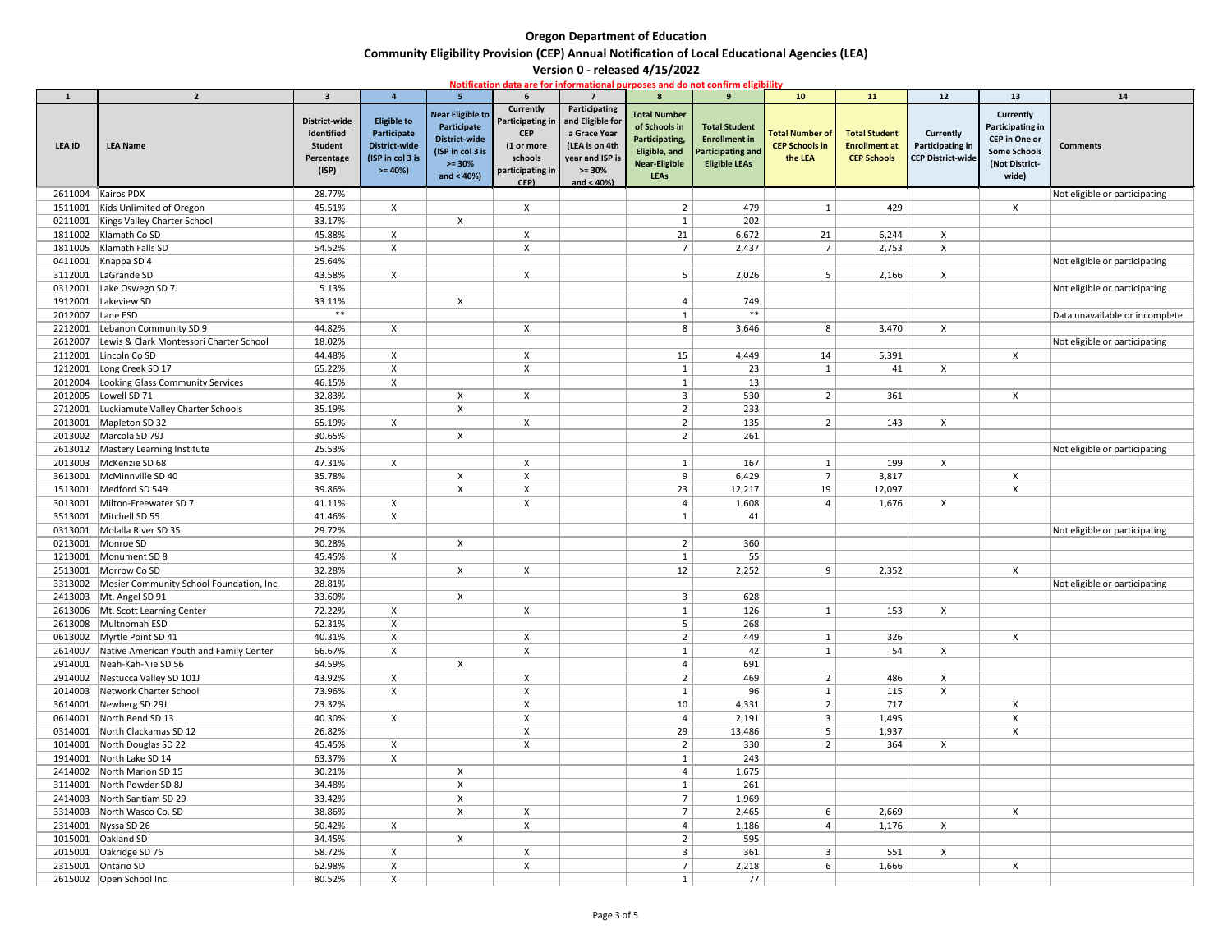# Oregon Department of Education

## Community Eligibility Provision (CEP) Annual Notification of Local Educational Agencies (LEA)

### Version 0 - released 4/15/2022

**Notification data are for informational purposes and do not confirm eligibility**

| 1 | 2 | 3 | 4 | 5 | 6 | 7 | 8 | 9 | 10 | 11 | 12 | 13 | 14 |
|---|---|---|---|---|---|---|---|---|---|---|---|---|---|
| LEA ID | LEA Name | District-wide Identified Student Percentage (ISP) | Eligible to Participate District-wide (ISP in col 3 is >= 40%) | Near Eligible to Participate District-wide (ISP in col 3 is >= 30% and < 40%) | Currently Participating in CEP (1 or more schools participating in CEP) | Participating and Eligible for a Grace Year (LEA is on 4th year and ISP is >= 30% and < 40%) | Total Number of Schools in Participating, Eligible, and Near-Eligible LEAs | Total Student Enrollment in Participating and Eligible LEAs | Total Number of CEP Schools in the LEA | Total Student Enrollment at CEP Schools | Currently Participating in CEP District-wide | Currently Participating in CEP in One or Some Schools (Not District-wide) | Comments |
| 2611004 | Kairos PDX | 28.77% | | | | | | | | | | | Not eligible or participating |
| 1511001 | Kids Unlimited of Oregon | 45.51% | X | | X | | 2 | 479 | 1 | 429 | | X | |
| 0211001 | Kings Valley Charter School | 33.17% | | X | | | 1 | 202 | | | | | |
| 1811002 | Klamath Co SD | 45.88% | X | | X | | 21 | 6,672 | 21 | 6,244 | X | | |
| 1811005 | Klamath Falls SD | 54.52% | X | | X | | 7 | 2,437 | 7 | 2,753 | X | | |
| 0411001 | Knappa SD 4 | 25.64% | | | | | | | | | | | Not eligible or participating |
| 3112001 | LaGrande SD | 43.58% | X | | X | | 5 | 2,026 | 5 | 2,166 | X | | |
| 0312001 | Lake Oswego SD 7J | 5.13% | | | | | | | | | | | Not eligible or participating |
| 1912001 | Lakeview SD | 33.11% | | X | | | 4 | 749 | | | | | |
| 2012007 | Lane ESD | ** | | | | | 1 | ** | | | | | Data unavailable or incomplete |
| 2212001 | Lebanon Community SD 9 | 44.82% | X | | X | | 8 | 3,646 | 8 | 3,470 | X | | |
| 2612007 | Lewis & Clark Montessori Charter School | 18.02% | | | | | | | | | | | Not eligible or participating |
| 2112001 | Lincoln Co SD | 44.48% | X | | X | | 15 | 4,449 | 14 | 5,391 | | X | |
| 1212001 | Long Creek SD 17 | 65.22% | X | | X | | 1 | 23 | 1 | 41 | X | | |
| 2012004 | Looking Glass Community Services | 46.15% | X | | | | 1 | 13 | | | | | |
| 2012005 | Lowell SD 71 | 32.83% | | X | X | | 3 | 530 | 2 | 361 | | X | |
| 2712001 | Luckiamute Valley Charter Schools | 35.19% | | X | | | 2 | 233 | | | | | |
| 2013001 | Mapleton SD 32 | 65.19% | X | | X | | 2 | 135 | 2 | 143 | X | | |
| 2013002 | Marcola SD 79J | 30.65% | | X | | | 2 | 261 | | | | | |
| 2613012 | Mastery Learning Institute | 25.53% | | | | | | | | | | | Not eligible or participating |
| 2013003 | McKenzie SD 68 | 47.31% | X | | X | | 1 | 167 | 1 | 199 | X | | |
| 3613001 | McMinnville SD 40 | 35.78% | | X | X | | 9 | 6,429 | 7 | 3,817 | | X | |
| 1513001 | Medford SD 549 | 39.86% | | X | X | | 23 | 12,217 | 19 | 12,097 | | X | |
| 3013001 | Milton-Freewater SD 7 | 41.11% | X | | X | | 4 | 1,608 | 4 | 1,676 | X | | |
| 3513001 | Mitchell SD 55 | 41.46% | X | | | | 1 | 41 | | | | | |
| 0313001 | Molalla River SD 35 | 29.72% | | | | | | | | | | | Not eligible or participating |
| 0213001 | Monroe SD | 30.28% | | X | | | 2 | 360 | | | | | |
| 1213001 | Monument SD 8 | 45.45% | X | | | | 1 | 55 | | | | | |
| 2513001 | Morrow Co SD | 32.28% | | X | X | | 12 | 2,252 | 9 | 2,352 | | X | |
| 3313002 | Mosier Community School Foundation, Inc. | 28.81% | | | | | | | | | | | Not eligible or participating |
| 2413003 | Mt. Angel SD 91 | 33.60% | | X | | | 3 | 628 | | | | | |
| 2613006 | Mt. Scott Learning Center | 72.22% | X | | X | | 1 | 126 | 1 | 153 | X | | |
| 2613008 | Multnomah ESD | 62.31% | X | | | | 5 | 268 | | | | | |
| 0613002 | Myrtle Point SD 41 | 40.31% | X | | X | | 2 | 449 | 1 | 326 | | X | |
| 2614007 | Native American Youth and Family Center | 66.67% | X | | X | | 1 | 42 | 1 | 54 | X | | |
| 2914001 | Neah-Kah-Nie SD 56 | 34.59% | | X | | | 4 | 691 | | | | | |
| 2914002 | Nestucca Valley SD 101J | 43.92% | X | | X | | 2 | 469 | 2 | 486 | X | | |
| 2014003 | Network Charter School | 73.96% | X | | X | | 1 | 96 | 1 | 115 | X | | |
| 3614001 | Newberg SD 29J | 23.32% | | | X | | 10 | 4,331 | 2 | 717 | | X | |
| 0614001 | North Bend SD 13 | 40.30% | X | | X | | 4 | 2,191 | 3 | 1,495 | | X | |
| 0314001 | North Clackamas SD 12 | 26.82% | | | X | | 29 | 13,486 | 5 | 1,937 | | X | |
| 1014001 | North Douglas SD 22 | 45.45% | X | | X | | 2 | 330 | 2 | 364 | X | | |
| 1914001 | North Lake SD 14 | 63.37% | X | | | | 1 | 243 | | | | | |
| 2414002 | North Marion SD 15 | 30.21% | | X | | | 4 | 1,675 | | | | | |
| 3114001 | North Powder SD 8J | 34.48% | | X | | | 1 | 261 | | | | | |
| 2414003 | North Santiam SD 29 | 33.42% | | X | | | 7 | 1,969 | | | | | |
| 3314003 | North Wasco Co. SD | 38.86% | | X | X | | 7 | 2,465 | 6 | 2,669 | | X | |
| 2314001 | Nyssa SD 26 | 50.42% | X | | X | | 4 | 1,186 | 4 | 1,176 | X | | |
| 1015001 | Oakland SD | 34.45% | | X | | | 2 | 595 | | | | | |
| 2015001 | Oakridge SD 76 | 58.72% | X | | X | | 3 | 361 | 3 | 551 | X | | |
| 2315001 | Ontario SD | 62.98% | X | | X | | 7 | 2,218 | 6 | 1,666 | | X | |
| 2615002 | Open School Inc. | 80.52% | X | | | | 1 | 77 | | | | | |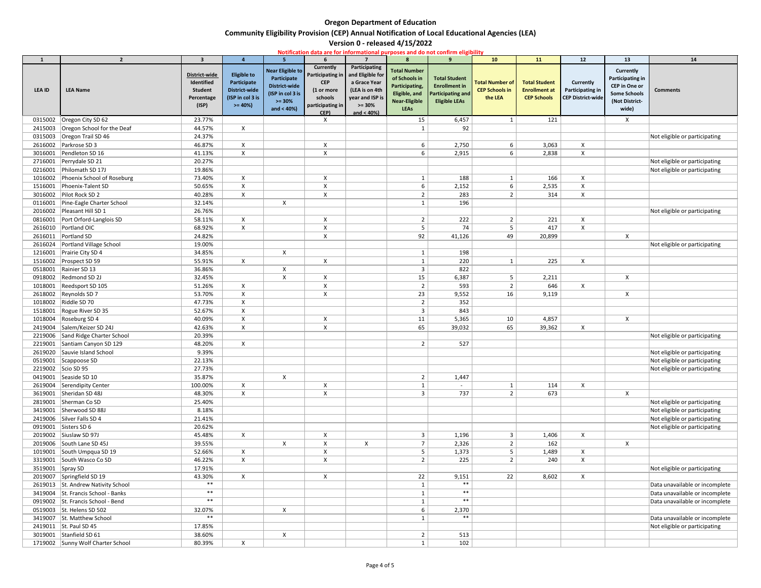# Oregon Department of Education

## Community Eligibility Provision (CEP) Annual Notification of Local Educational Agencies (LEA)

### Version 0 - released 4/15/2022

**Notification data are for informational purposes and do not confirm eligibility**

| 1 | 2 | 3 | 4 | 5 | 6 | 7 | 8 | 9 | 10 | 11 | 12 | 13 | 14 |
|---|---|---|---|---|---|---|---|---|---|---|---|---|---|
| LEA ID | LEA Name | District-wide Identified Student Percentage (ISP) | Eligible to Participate District-wide (ISP in col 3 is >= 40%) | Near Eligible to Participate District-wide (ISP in col 3 is >= 30% and < 40%) | Currently Participating in CEP (1 or more schools participating in CEP) | Participating and Eligible for a Grace Year (LEA is on 4th year and ISP is >= 30% and < 40%) | Total Number of Schools in Participating, Eligible, and Near-Eligible LEAs | Total Student Enrollment in Participating and Eligible LEAs | Total Number of CEP Schools in the LEA | Total Student Enrollment at CEP Schools | Currently Participating in CEP District-wide | Currently Participating in CEP in One or Some Schools (Not District-wide) | Comments |
| 0315002 | Oregon City SD 62 | 23.77% | | | X | | 15 | 6,457 | 1 | 121 | | X | |
| 2415003 | Oregon School for the Deaf | 44.57% | X | | | | 1 | 92 | | | | | |
| 0315003 | Oregon Trail SD 46 | 24.37% | | | | | | | | | | | Not eligible or participating |
| 2616002 | Parkrose SD 3 | 46.87% | X | | X | | 6 | 2,750 | 6 | 3,063 | X | | |
| 3016001 | Pendleton SD 16 | 41.13% | X | | X | | 6 | 2,915 | 6 | 2,838 | X | | |
| 2716001 | Perrydale SD 21 | 20.27% | | | | | | | | | | | Not eligible or participating |
| 0216001 | Philomath SD 17J | 19.86% | | | | | | | | | | | Not eligible or participating |
| 1016002 | Phoenix School of Roseburg | 73.40% | X | | X | | 1 | 188 | 1 | 166 | X | | |
| 1516001 | Phoenix-Talent SD | 50.65% | X | | X | | 6 | 2,152 | 6 | 2,535 | X | | |
| 3016002 | Pilot Rock SD 2 | 40.28% | X | | X | | 2 | 283 | 2 | 314 | X | | |
| 0116001 | Pine-Eagle Charter School | 32.14% | | X | | | 1 | 196 | | | | | |
| 2016002 | Pleasant Hill SD 1 | 26.76% | | | | | | | | | | | Not eligible or participating |
| 0816001 | Port Orford-Langlois SD | 58.11% | X | | X | | 2 | 222 | 2 | 221 | X | | |
| 2616010 | Portland OIC | 68.92% | X | | X | | 5 | 74 | 5 | 417 | X | | |
| 2616011 | Portland SD | 24.82% | | | X | | 92 | 41,126 | 49 | 20,899 | | X | |
| 2616024 | Portland Village School | 19.00% | | | | | | | | | | | Not eligible or participating |
| 1216001 | Prairie City SD 4 | 34.85% | | X | | | 1 | 198 | | | | | |
| 1516002 | Prospect SD 59 | 55.91% | X | | X | | 1 | 220 | 1 | 225 | X | | |
| 0518001 | Rainier SD 13 | 36.86% | | X | | | 3 | 822 | | | | | |
| 0918002 | Redmond SD 2J | 32.45% | | X | X | | 15 | 6,387 | 5 | 2,211 | | X | |
| 1018001 | Reedsport SD 105 | 51.26% | X | | X | | 2 | 593 | 2 | 646 | X | | |
| 2618002 | Reynolds SD 7 | 53.70% | X | | X | | 23 | 9,552 | 16 | 9,119 | | X | |
| 1018002 | Riddle SD 70 | 47.73% | X | | | | 2 | 352 | | | | | |
| 1518001 | Rogue River SD 35 | 52.67% | X | | | | 3 | 843 | | | | | |
| 1018004 | Roseburg SD 4 | 40.09% | X | | X | | 11 | 5,365 | 10 | 4,857 | | X | |
| 2419004 | Salem/Keizer SD 24J | 42.63% | X | | X | | 65 | 39,032 | 65 | 39,362 | X | | |
| 2219006 | Sand Ridge Charter School | 20.39% | | | | | | | | | | | Not eligible or participating |
| 2219001 | Santiam Canyon SD 129 | 48.20% | X | | | | 2 | 527 | | | | | |
| 2619020 | Sauvie Island School | 9.39% | | | | | | | | | | | Not eligible or participating |
| 0519001 | Scappoose SD | 22.13% | | | | | | | | | | | Not eligible or participating |
| 2219002 | Scio SD 95 | 27.73% | | | | | | | | | | | Not eligible or participating |
| 0419001 | Seaside SD 10 | 35.87% | | X | | | 2 | 1,447 | | | | | |
| 2619004 | Serendipity Center | 100.00% | X | | X | | 1 | - | 1 | 114 | X | | |
| 3619001 | Sheridan SD 48J | 48.30% | X | | X | | 3 | 737 | 2 | 673 | | X | |
| 2819001 | Sherman Co SD | 25.40% | | | | | | | | | | | Not eligible or participating |
| 3419001 | Sherwood SD 88J | 8.18% | | | | | | | | | | | Not eligible or participating |
| 2419006 | Silver Falls SD 4 | 21.41% | | | | | | | | | | | Not eligible or participating |
| 0919001 | Sisters SD 6 | 20.62% | | | | | | | | | | | Not eligible or participating |
| 2019002 | Siuslaw SD 97J | 45.48% | X | | X | | 3 | 1,196 | 3 | 1,406 | X | | |
| 2019006 | South Lane SD 45J | 39.55% | | X | X | X | 7 | 2,326 | 2 | 162 | | X | |
| 1019001 | South Umpqua SD 19 | 52.66% | X | | X | | 5 | 1,373 | 5 | 1,489 | X | | |
| 3319001 | South Wasco Co SD | 46.22% | X | | X | | 2 | 225 | 2 | 240 | X | | |
| 3519001 | Spray SD | 17.91% | | | | | | | | | | | Not eligible or participating |
| 2019007 | Springfield SD 19 | 43.30% | X | | X | | 22 | 9,151 | 22 | 8,602 | X | | |
| 2619013 | St. Andrew Nativity School | ** | | | | | 1 | ** | | | | | Data unavailable or incomplete |
| 3419004 | St. Francis School - Banks | ** | | | | | 1 | ** | | | | | Data unavailable or incomplete |
| 0919002 | St. Francis School - Bend | ** | | | | | 1 | ** | | | | | Data unavailable or incomplete |
| 0519003 | St. Helens SD 502 | 32.07% | | X | | | 6 | 2,370 | | | | | |
| 3419007 | St. Matthew School | ** | | | | | 1 | ** | | | | | Data unavailable or incomplete |
| 2419011 | St. Paul SD 45 | 17.85% | | | | | | | | | | | Not eligible or participating |
| 3019001 | Stanfield SD 61 | 38.60% | | X | | | 2 | 513 | | | | | |
| 1719002 | Sunny Wolf Charter School | 80.39% | X | | | | 1 | 102 | | | | | |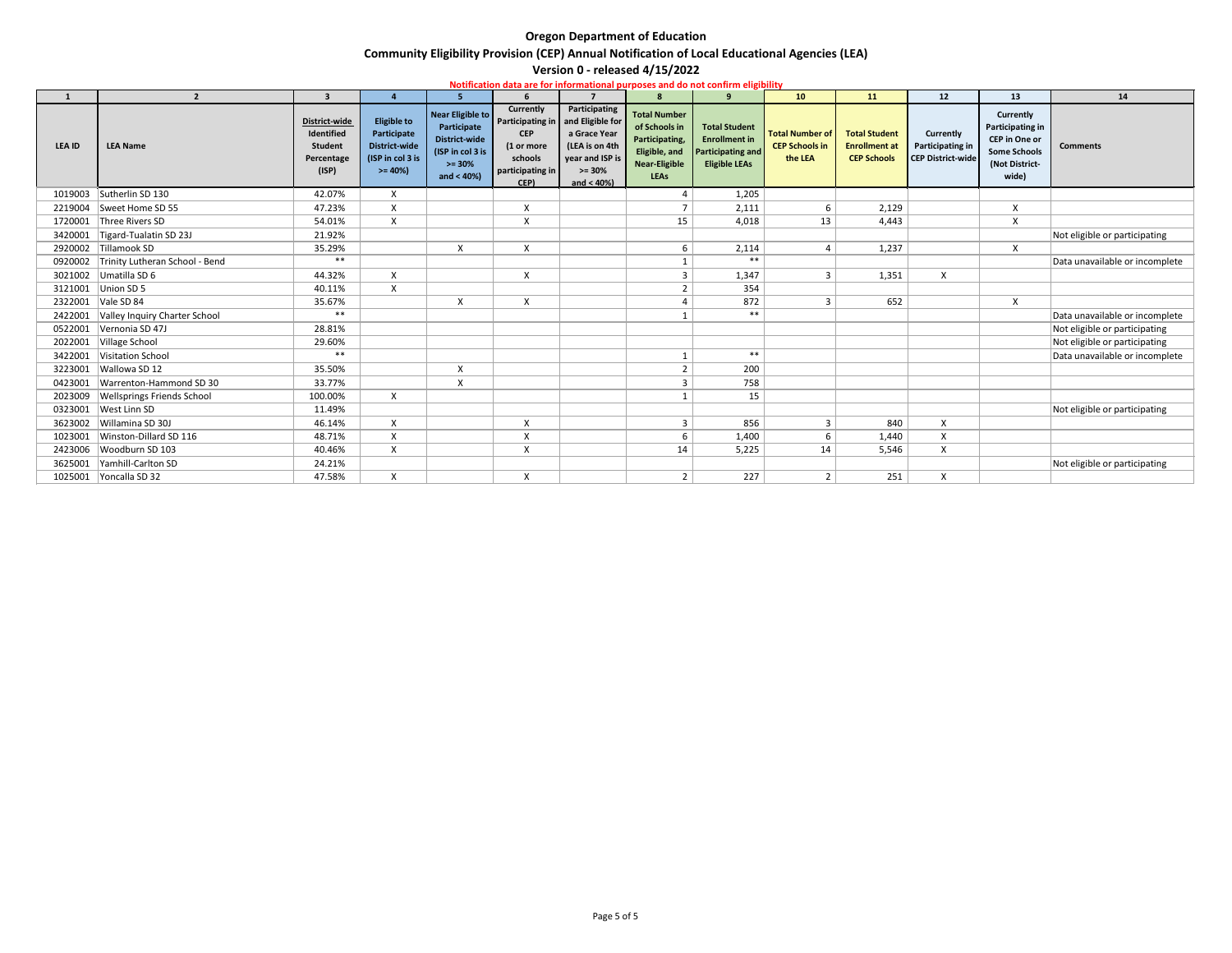**Oregon Department of Education**

**Community Eligibility Provision (CEP) Annual Notification of Local Educational Agencies (LEA)**

**Version 0 - released 4/15/2022**

**Notification data are for informational purposes and do not confirm eligibility**

| 1 | 2 | 3 | 4 | 5 | 6 | 7 | 8 | 9 | 10 | 11 | 12 | 13 | 14 |
|---|---|---|---|---|---|---|---|---|---|---|---|---|---|
| **LEA ID** | **LEA Name** | **District-wide Identified Student Percentage (ISP)** | **Eligible to Participate District-wide (ISP in col 3 is >= 40%)** | **Near Eligible to Participate District-wide (ISP in col 3 is >= 30% and < 40%)** | **Currently Participating in CEP (1 or more schools participating in CEP)** | **Participating and Eligible for a Grace Year (LEA is on 4th year and ISP is >= 30% and < 40%)** | **Total Number of Schools in Participating, Eligible, and Near-Eligible LEAs** | **Total Student Enrollment in Participating and Eligible LEAs** | **Total Number of CEP Schools in the LEA** | **Total Student Enrollment at CEP Schools** | **Currently Participating in CEP District-wide** | **Currently Participating in CEP in One or Some Schools (Not District-wide)** | **Comments** |
| 1019003 | Sutherlin SD 130 | 42.07% | X | | | | 4 | 1,205 | | | | | |
| 2219004 | Sweet Home SD 55 | 47.23% | X | | X | | 7 | 2,111 | 6 | 2,129 | | X | |
| 1720001 | Three Rivers SD | 54.01% | X | | X | | 15 | 4,018 | 13 | 4,443 | | X | |
| 3420001 | Tigard-Tualatin SD 23J | 21.92% | | | | | | | | | | | Not eligible or participating |
| 2920002 | Tillamook SD | 35.29% | | X | X | | 6 | 2,114 | 4 | 1,237 | | X | |
| 0920002 | Trinity Lutheran School - Bend | ** | | | | | 1 | ** | | | | | Data unavailable or incomplete |
| 3021002 | Umatilla SD 6 | 44.32% | X | | X | | 3 | 1,347 | 3 | 1,351 | X | | |
| 3121001 | Union SD 5 | 40.11% | X | | | | 2 | 354 | | | | | |
| 2322001 | Vale SD 84 | 35.67% | | X | X | | 4 | 872 | 3 | 652 | | X | |
| 2422001 | Valley Inquiry Charter School | ** | | | | | 1 | ** | | | | | Data unavailable or incomplete |
| 0522001 | Vernonia SD 47J | 28.81% | | | | | | | | | | | Not eligible or participating |
| 2022001 | Village School | 29.60% | | | | | | | | | | | Not eligible or participating |
| 3422001 | Visitation School | ** | | | | | 1 | ** | | | | | Data unavailable or incomplete |
| 3223001 | Wallowa SD 12 | 35.50% | | X | | | 2 | 200 | | | | | |
| 0423001 | Warrenton-Hammond SD 30 | 33.77% | | X | | | 3 | 758 | | | | | |
| 2023009 | Wellsprings Friends School | 100.00% | X | | | | 1 | 15 | | | | | |
| 0323001 | West Linn SD | 11.49% | | | | | | | | | | | Not eligible or participating |
| 3623002 | Willamina SD 30J | 46.14% | X | | X | | 3 | 856 | 3 | 840 | X | | |
| 1023001 | Winston-Dillard SD 116 | 48.71% | X | | X | | 6 | 1,400 | 6 | 1,440 | X | | |
| 2423006 | Woodburn SD 103 | 40.46% | X | | X | | 14 | 5,225 | 14 | 5,546 | X | | |
| 3625001 | Yamhill-Carlton SD | 24.21% | | | | | | | | | | | Not eligible or participating |
| 1025001 | Yoncalla SD 32 | 47.58% | X | | X | | 2 | 227 | 2 | 251 | X | | |